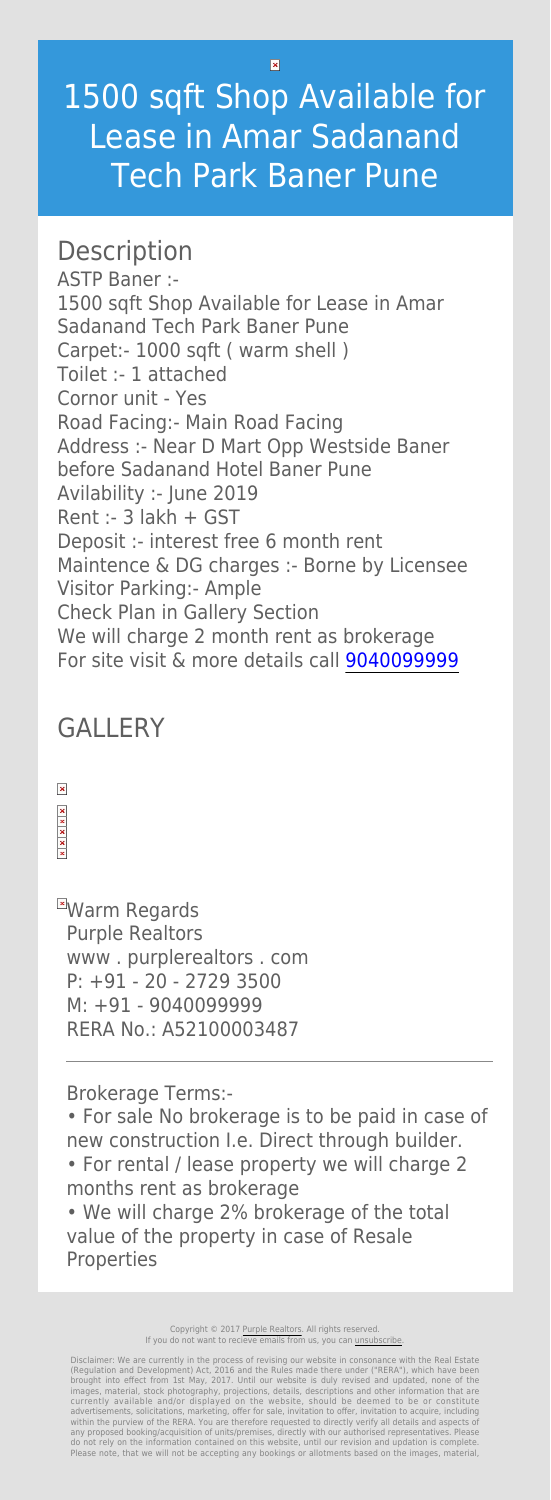# 1500 sqft Shop Available for Lease in Amar Sadanand Tech Park Baner Pune

## Description

ASTP Baner :-
1500 sqft Shop Available for Lease in Amar Sadanand Tech Park Baner Pune
Carpet:- 1000 sqft ( warm shell )
Toilet :- 1 attached
Cornor unit - Yes
Road Facing:- Main Road Facing
Address :- Near D Mart Opp Westside Baner before Sadanand Hotel Baner Pune
Avilability :- June 2019
Rent :- 3 lakh + GST
Deposit :- interest free 6 month rent
Maintence & DG charges :- Borne by Licensee
Visitor Parking:- Ample
Check Plan in Gallery Section
We will charge 2 month rent as brokerage
For site visit & more details call 9040099999

## GALLERY

Warm Regards
Purple Realtors
www . purplerealtors . com
P: +91 - 20 - 2729 3500
M: +91 - 9040099999
RERA No.: A52100003487

---

Brokerage Terms:-

- For sale No brokerage is to be paid in case of new construction I.e. Direct through builder.
- For rental / lease property we will charge 2 months rent as brokerage
- We will charge 2% brokerage of the total value of the property in case of Resale Properties

Copyright © 2017 Purple Realtors. All rights reserved.
If you do not want to recieve emails from us, you can unsubscribe.

Disclaimer: We are currently in the process of revising our website in consonance with the Real Estate (Regulation and Development) Act, 2016 and the Rules made there under ("RERA"), which have been brought into effect from 1st May, 2017. Until our website is duly revised and updated, none of the images, material, stock photography, projections, details, descriptions and other information that are currently available and/or displayed on the website, should be deemed to be or constitute advertisements, solicitations, marketing, offer for sale, invitation to offer, invitation to acquire, including within the purview of the RERA. You are therefore requested to directly verify all details and aspects of any proposed booking/acquisition of units/premises, directly with our authorised representatives. Please do not rely on the information contained on this website, until our revision and updation is complete. Please note, that we will not be accepting any bookings or allotments based on the images, material,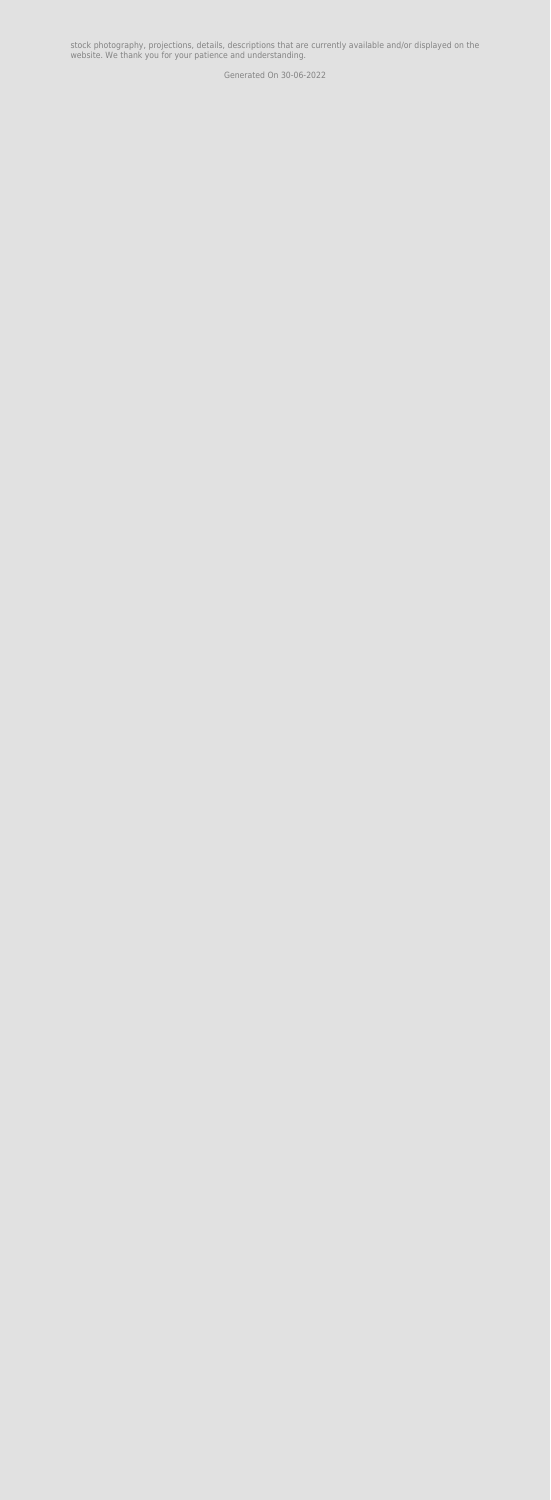stock photography, projections, details, descriptions that are currently available and/or displayed on the website. We thank you for your patience and understanding.

Generated On 30-06-2022